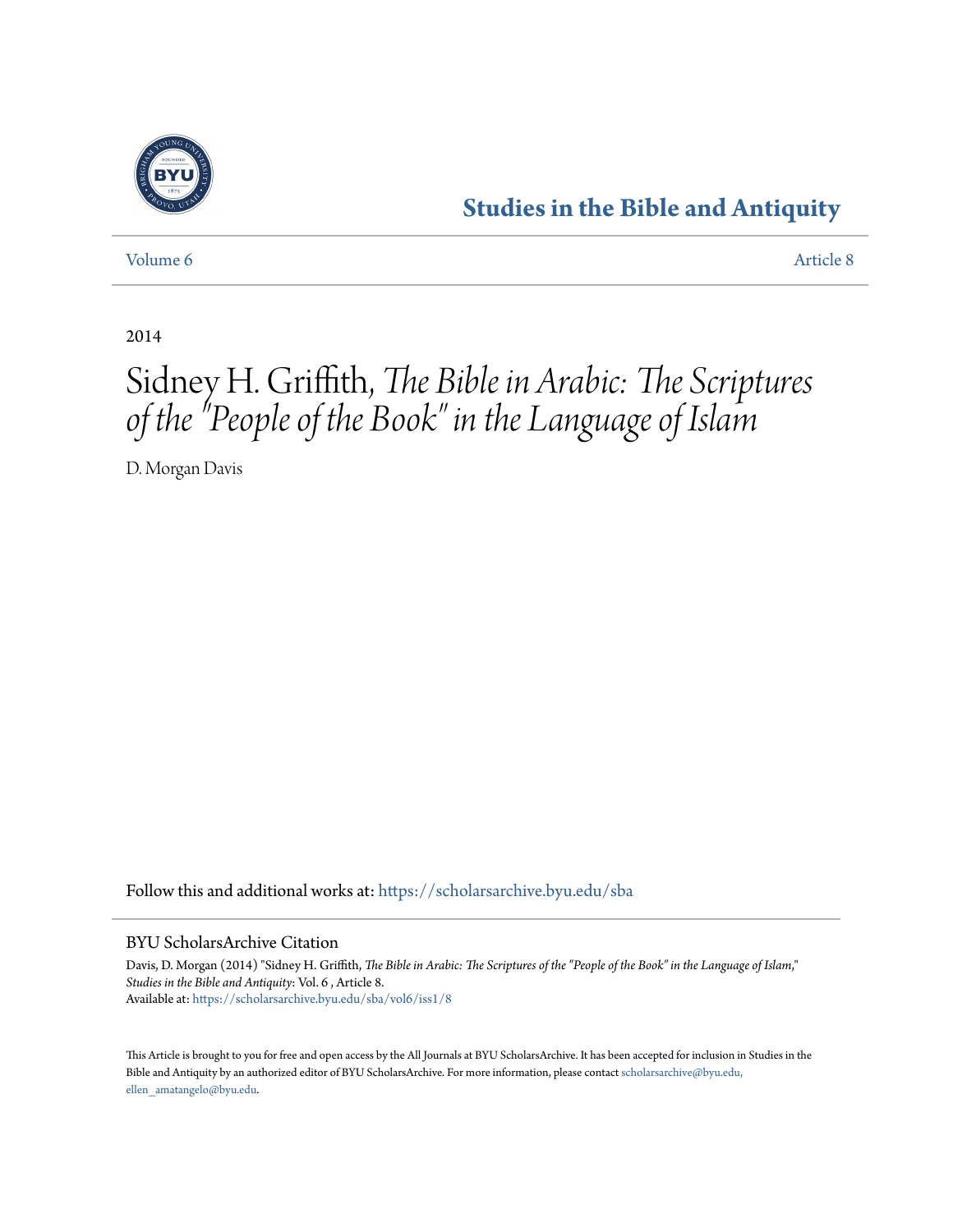# Studies in the Bible and Antiquity

Volume 6 | Article 8

2014

# Sidney H. Griffith, *The Bible in Arabic: The Scriptures of the "People of the Book" in the Language of Islam*

D. Morgan Davis

Follow this and additional works at: https://scholarsarchive.byu.edu/sba

## BYU ScholarsArchive Citation

Davis, D. Morgan (2014) "Sidney H. Griffith, *The Bible in Arabic: The Scriptures of the "People of the Book" in the Language of Islam*," *Studies in the Bible and Antiquity*: Vol. 6 , Article 8.
Available at: https://scholarsarchive.byu.edu/sba/vol6/iss1/8

This Article is brought to you for free and open access by the All Journals at BYU ScholarsArchive. It has been accepted for inclusion in Studies in the Bible and Antiquity by an authorized editor of BYU ScholarsArchive. For more information, please contact scholarsarchive@byu.edu, ellen_amatangelo@byu.edu.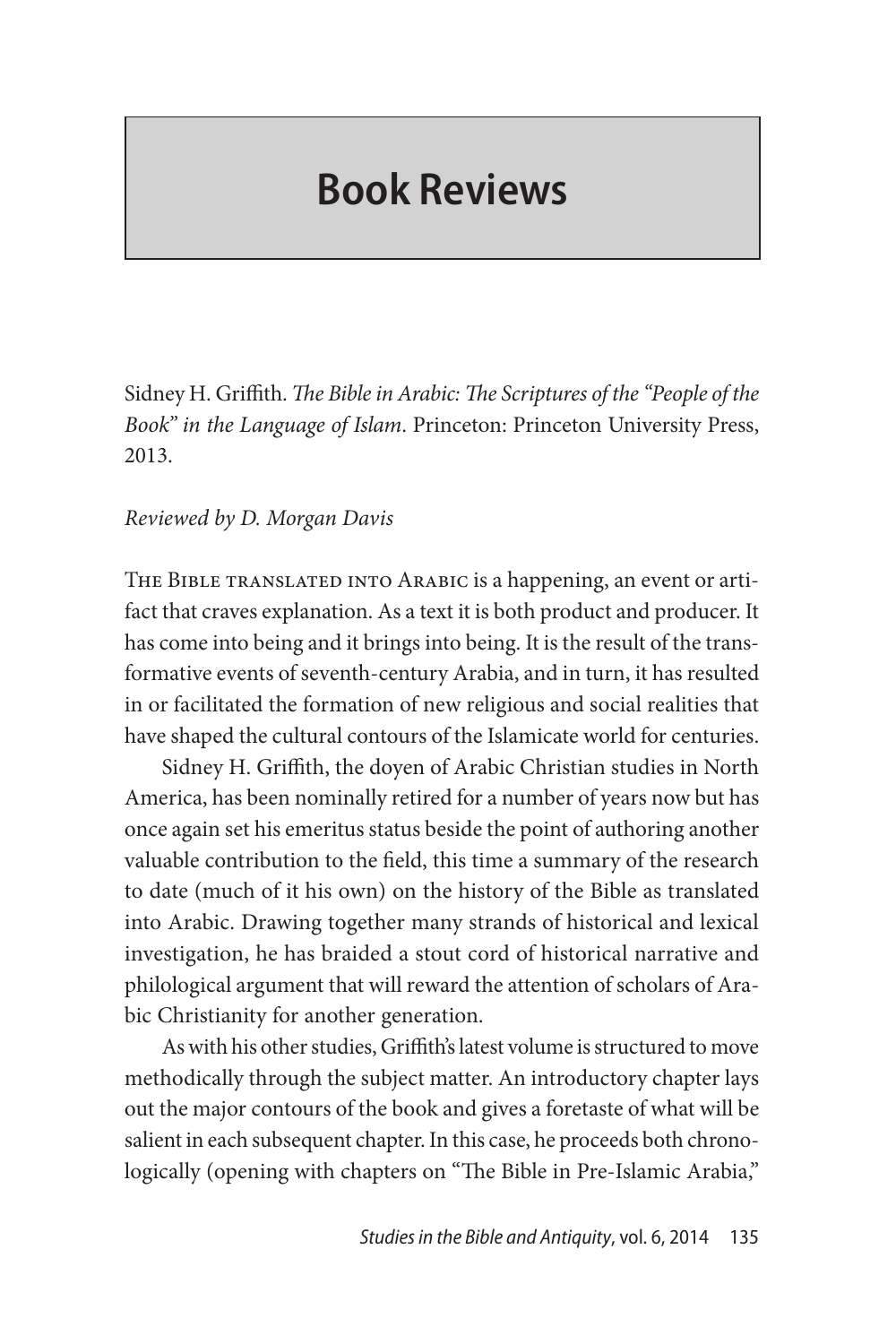# Book Reviews

Sidney H. Griffith. *The Bible in Arabic: The Scriptures of the "People of the Book" in the Language of Islam*. Princeton: Princeton University Press, 2013.

*Reviewed by D. Morgan Davis*

The Bible translated into Arabic is a happening, an event or artifact that craves explanation. As a text it is both product and producer. It has come into being and it brings into being. It is the result of the transformative events of seventh-century Arabia, and in turn, it has resulted in or facilitated the formation of new religious and social realities that have shaped the cultural contours of the Islamicate world for centuries.

Sidney H. Griffith, the doyen of Arabic Christian studies in North America, has been nominally retired for a number of years now but has once again set his emeritus status beside the point of authoring another valuable contribution to the field, this time a summary of the research to date (much of it his own) on the history of the Bible as translated into Arabic. Drawing together many strands of historical and lexical investigation, he has braided a stout cord of historical narrative and philological argument that will reward the attention of scholars of Arabic Christianity for another generation.

As with his other studies, Griffith's latest volume is structured to move methodically through the subject matter. An introductory chapter lays out the major contours of the book and gives a foretaste of what will be salient in each subsequent chapter. In this case, he proceeds both chronologically (opening with chapters on "The Bible in Pre-Islamic Arabia,"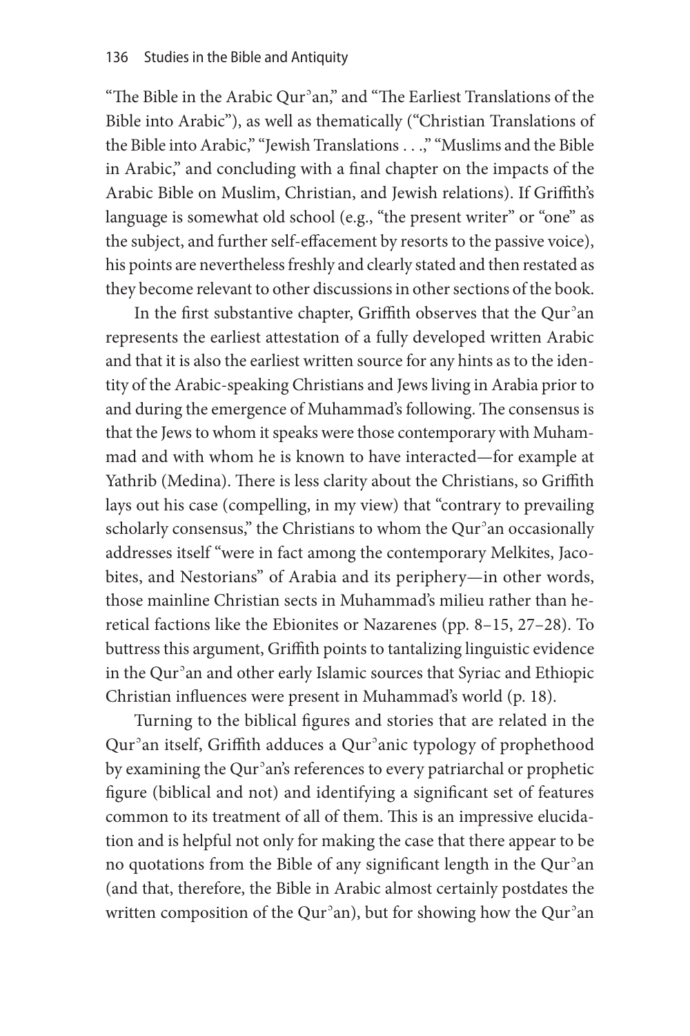"The Bible in the Arabic Qurʾan," and "The Earliest Translations of the Bible into Arabic"), as well as thematically ("Christian Translations of the Bible into Arabic," "Jewish Translations . . .," "Muslims and the Bible in Arabic," and concluding with a final chapter on the impacts of the Arabic Bible on Muslim, Christian, and Jewish relations). If Griffith's language is somewhat old school (e.g., "the present writer" or "one" as the subject, and further self-effacement by resorts to the passive voice), his points are nevertheless freshly and clearly stated and then restated as they become relevant to other discussions in other sections of the book.

In the first substantive chapter, Griffith observes that the Qurʾan represents the earliest attestation of a fully developed written Arabic and that it is also the earliest written source for any hints as to the identity of the Arabic-speaking Christians and Jews living in Arabia prior to and during the emergence of Muhammad's following. The consensus is that the Jews to whom it speaks were those contemporary with Muhammad and with whom he is known to have interacted—for example at Yathrib (Medina). There is less clarity about the Christians, so Griffith lays out his case (compelling, in my view) that "contrary to prevailing scholarly consensus," the Christians to whom the Qurʾan occasionally addresses itself "were in fact among the contemporary Melkites, Jacobites, and Nestorians" of Arabia and its periphery—in other words, those mainline Christian sects in Muhammad's milieu rather than heretical factions like the Ebionites or Nazarenes (pp. 8–15, 27–28). To buttress this argument, Griffith points to tantalizing linguistic evidence in the Qurʾan and other early Islamic sources that Syriac and Ethiopic Christian influences were present in Muhammad's world (p. 18).

Turning to the biblical figures and stories that are related in the Qurʾan itself, Griffith adduces a Qurʾanic typology of prophethood by examining the Qurʾan's references to every patriarchal or prophetic figure (biblical and not) and identifying a significant set of features common to its treatment of all of them. This is an impressive elucidation and is helpful not only for making the case that there appear to be no quotations from the Bible of any significant length in the Qurʾan (and that, therefore, the Bible in Arabic almost certainly postdates the written composition of the Qurʾan), but for showing how the Qurʾan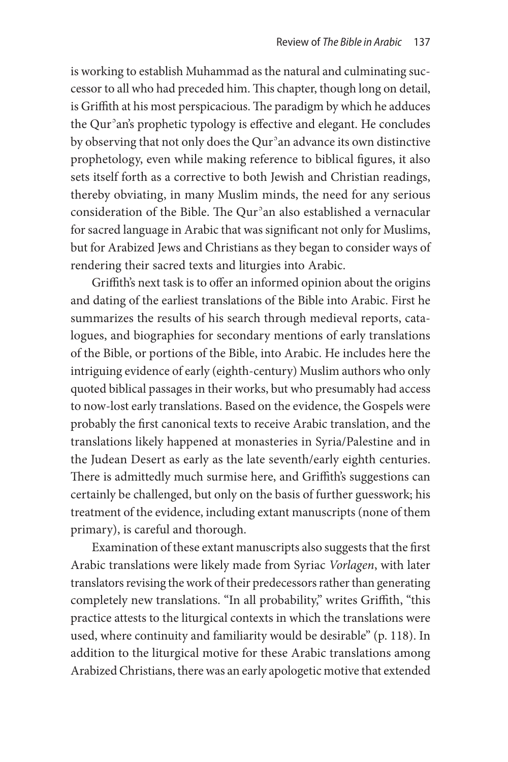is working to establish Muhammad as the natural and culminating successor to all who had preceded him. This chapter, though long on detail, is Griffith at his most perspicacious. The paradigm by which he adduces the Qurʾan's prophetic typology is effective and elegant. He concludes by observing that not only does the Qurʾan advance its own distinctive prophetology, even while making reference to biblical figures, it also sets itself forth as a corrective to both Jewish and Christian readings, thereby obviating, in many Muslim minds, the need for any serious consideration of the Bible. The Qurʾan also established a vernacular for sacred language in Arabic that was significant not only for Muslims, but for Arabized Jews and Christians as they began to consider ways of rendering their sacred texts and liturgies into Arabic.

Griffith's next task is to offer an informed opinion about the origins and dating of the earliest translations of the Bible into Arabic. First he summarizes the results of his search through medieval reports, catalogues, and biographies for secondary mentions of early translations of the Bible, or portions of the Bible, into Arabic. He includes here the intriguing evidence of early (eighth-century) Muslim authors who only quoted biblical passages in their works, but who presumably had access to now-lost early translations. Based on the evidence, the Gospels were probably the first canonical texts to receive Arabic translation, and the translations likely happened at monasteries in Syria/Palestine and in the Judean Desert as early as the late seventh/early eighth centuries. There is admittedly much surmise here, and Griffith's suggestions can certainly be challenged, but only on the basis of further guesswork; his treatment of the evidence, including extant manuscripts (none of them primary), is careful and thorough.

Examination of these extant manuscripts also suggests that the first Arabic translations were likely made from Syriac *Vorlagen*, with later translators revising the work of their predecessors rather than generating completely new translations. "In all probability," writes Griffith, "this practice attests to the liturgical contexts in which the translations were used, where continuity and familiarity would be desirable" (p. 118). In addition to the liturgical motive for these Arabic translations among Arabized Christians, there was an early apologetic motive that extended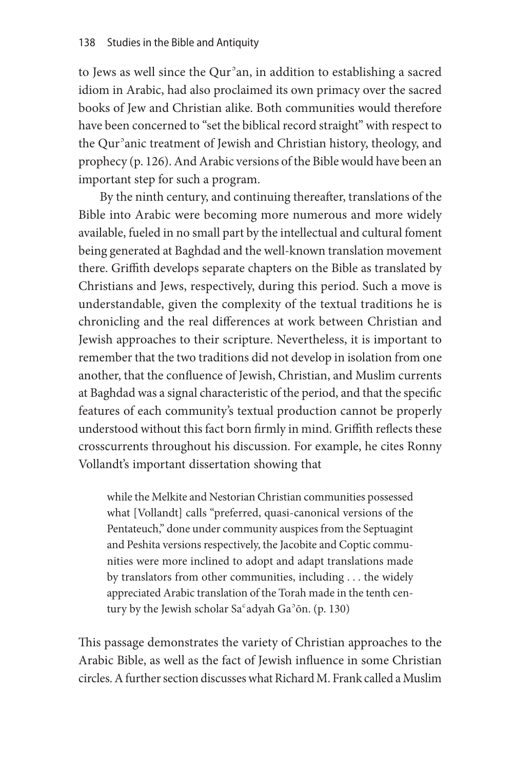to Jews as well since the Qurʾan, in addition to establishing a sacred idiom in Arabic, had also proclaimed its own primacy over the sacred books of Jew and Christian alike. Both communities would therefore have been concerned to "set the biblical record straight" with respect to the Qurʾanic treatment of Jewish and Christian history, theology, and prophecy (p. 126). And Arabic versions of the Bible would have been an important step for such a program.

By the ninth century, and continuing thereafter, translations of the Bible into Arabic were becoming more numerous and more widely available, fueled in no small part by the intellectual and cultural foment being generated at Baghdad and the well-known translation movement there. Griffith develops separate chapters on the Bible as translated by Christians and Jews, respectively, during this period. Such a move is understandable, given the complexity of the textual traditions he is chronicling and the real differences at work between Christian and Jewish approaches to their scripture. Nevertheless, it is important to remember that the two traditions did not develop in isolation from one another, that the confluence of Jewish, Christian, and Muslim currents at Baghdad was a signal characteristic of the period, and that the specific features of each community's textual production cannot be properly understood without this fact born firmly in mind. Griffith reflects these crosscurrents throughout his discussion. For example, he cites Ronny Vollandt's important dissertation showing that

> while the Melkite and Nestorian Christian communities possessed what [Vollandt] calls "preferred, quasi-canonical versions of the Pentateuch," done under community auspices from the Septuagint and Peshita versions respectively, the Jacobite and Coptic communities were more inclined to adopt and adapt translations made by translators from other communities, including . . . the widely appreciated Arabic translation of the Torah made in the tenth century by the Jewish scholar Saʿadyah Gaʾōn. (p. 130)

This passage demonstrates the variety of Christian approaches to the Arabic Bible, as well as the fact of Jewish influence in some Christian circles. A further section discusses what Richard M. Frank called a Muslim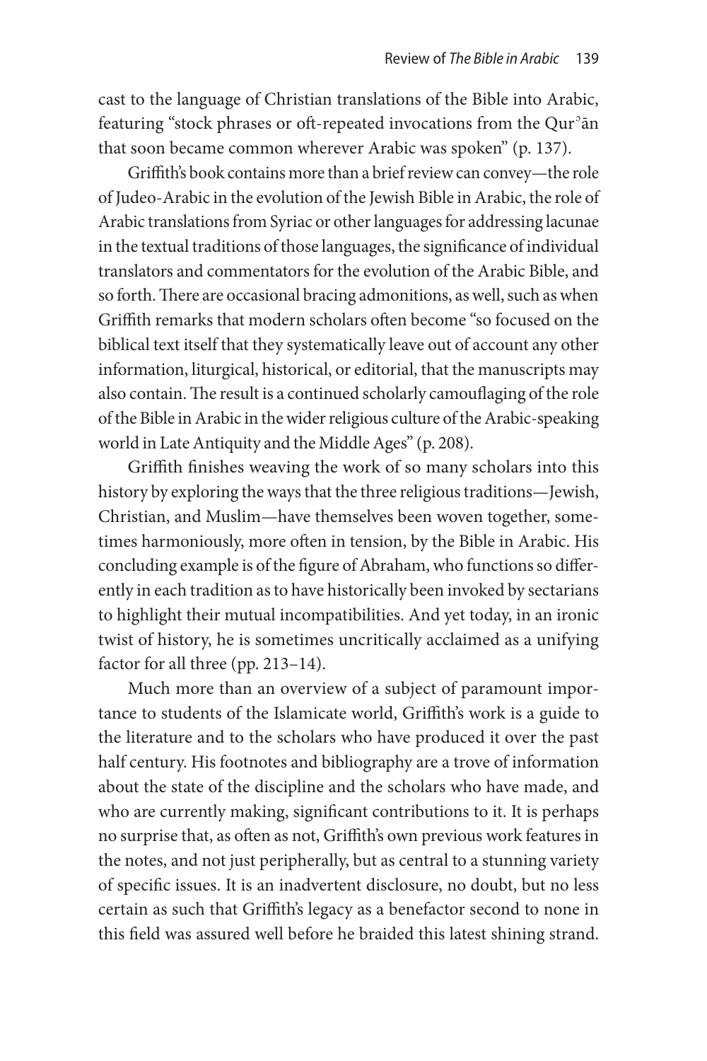cast to the language of Christian translations of the Bible into Arabic, featuring "stock phrases or oft-repeated invocations from the Qurʾān that soon became common wherever Arabic was spoken" (p. 137).

Griffith's book contains more than a brief review can convey—the role of Judeo-Arabic in the evolution of the Jewish Bible in Arabic, the role of Arabic translations from Syriac or other languages for addressing lacunae in the textual traditions of those languages, the significance of individual translators and commentators for the evolution of the Arabic Bible, and so forth. There are occasional bracing admonitions, as well, such as when Griffith remarks that modern scholars often become "so focused on the biblical text itself that they systematically leave out of account any other information, liturgical, historical, or editorial, that the manuscripts may also contain. The result is a continued scholarly camouflaging of the role of the Bible in Arabic in the wider religious culture of the Arabic-speaking world in Late Antiquity and the Middle Ages" (p. 208).

Griffith finishes weaving the work of so many scholars into this history by exploring the ways that the three religious traditions—Jewish, Christian, and Muslim—have themselves been woven together, sometimes harmoniously, more often in tension, by the Bible in Arabic. His concluding example is of the figure of Abraham, who functions so differently in each tradition as to have historically been invoked by sectarians to highlight their mutual incompatibilities. And yet today, in an ironic twist of history, he is sometimes uncritically acclaimed as a unifying factor for all three (pp. 213–14).

Much more than an overview of a subject of paramount importance to students of the Islamicate world, Griffith's work is a guide to the literature and to the scholars who have produced it over the past half century. His footnotes and bibliography are a trove of information about the state of the discipline and the scholars who have made, and who are currently making, significant contributions to it. It is perhaps no surprise that, as often as not, Griffith's own previous work features in the notes, and not just peripherally, but as central to a stunning variety of specific issues. It is an inadvertent disclosure, no doubt, but no less certain as such that Griffith's legacy as a benefactor second to none in this field was assured well before he braided this latest shining strand.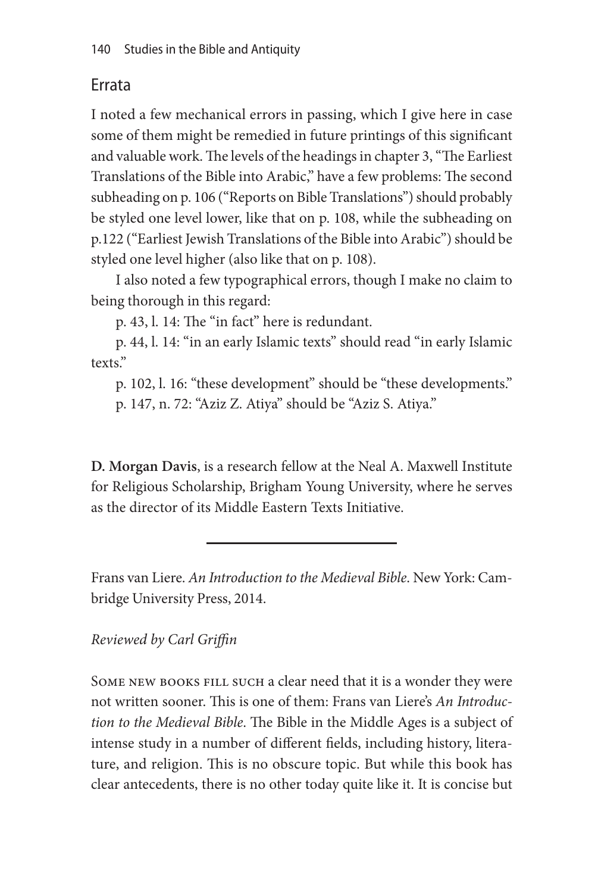## Errata

I noted a few mechanical errors in passing, which I give here in case some of them might be remedied in future printings of this significant and valuable work. The levels of the headings in chapter 3, "The Earliest Translations of the Bible into Arabic," have a few problems: The second subheading on p. 106 ("Reports on Bible Translations") should probably be styled one level lower, like that on p. 108, while the subheading on p.122 ("Earliest Jewish Translations of the Bible into Arabic") should be styled one level higher (also like that on p. 108).

I also noted a few typographical errors, though I make no claim to being thorough in this regard:

p. 43, l. 14: The "in fact" here is redundant.

p. 44, l. 14: "in an early Islamic texts" should read "in early Islamic texts."

p. 102, l. 16: "these development" should be "these developments."

p. 147, n. 72: "Aziz Z. Atiya" should be "Aziz S. Atiya."

**D. Morgan Davis**, is a research fellow at the Neal A. Maxwell Institute for Religious Scholarship, Brigham Young University, where he serves as the director of its Middle Eastern Texts Initiative.

---

Frans van Liere. *An Introduction to the Medieval Bible*. New York: Cambridge University Press, 2014.

*Reviewed by Carl Griffin*

Some new books fill such a clear need that it is a wonder they were not written sooner. This is one of them: Frans van Liere's *An Introduction to the Medieval Bible*. The Bible in the Middle Ages is a subject of intense study in a number of different fields, including history, literature, and religion. This is no obscure topic. But while this book has clear antecedents, there is no other today quite like it. It is concise but